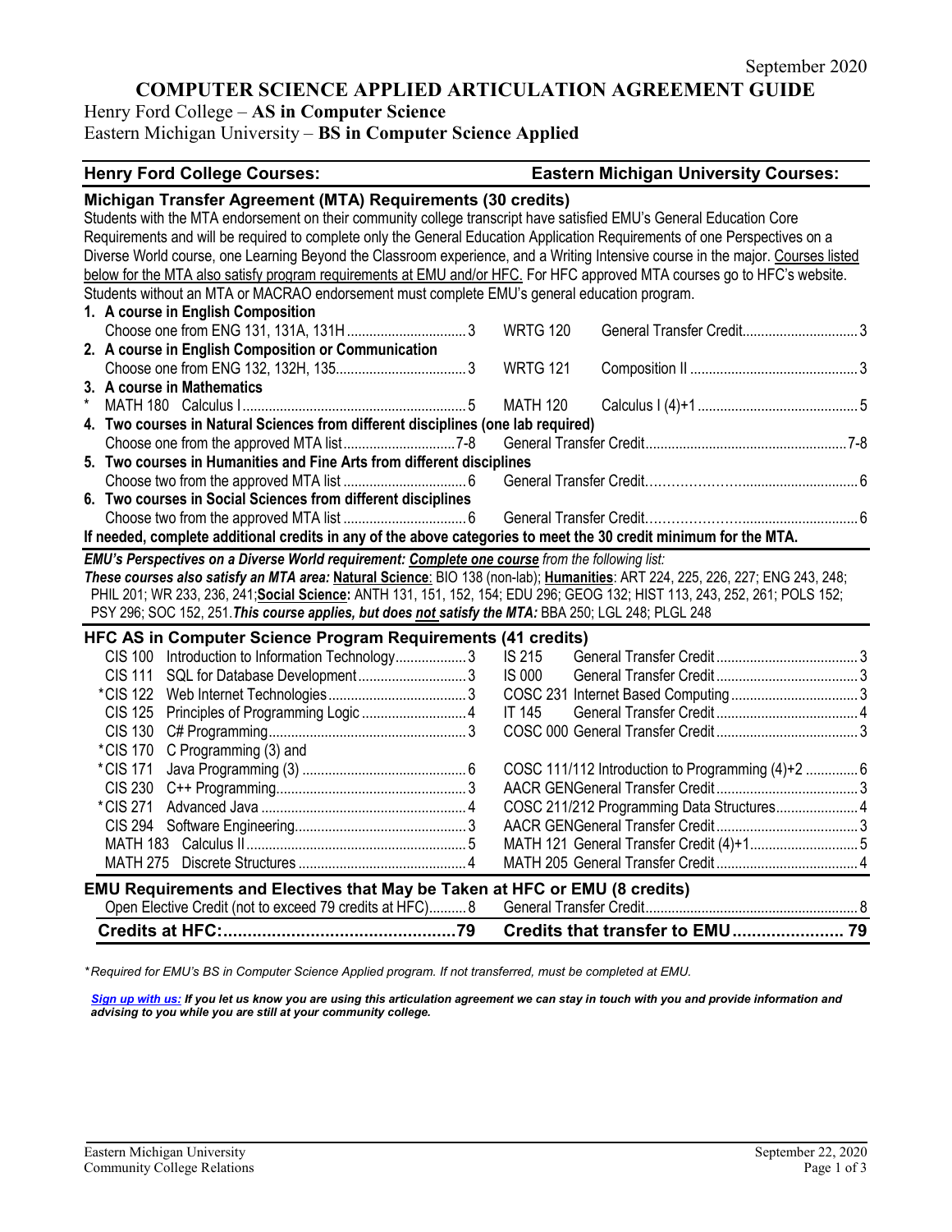September 2020

# COMPUTER SCIENCE APPLIED ARTICULATION AGREEMENT GUIDE

Henry Ford College – **AS in Computer Science**
Eastern Michigan University – **BS in Computer Science Applied**

| **Henry Ford College Courses:** | | **Eastern Michigan University Courses:** | |
|---|---|---|---|

## Michigan Transfer Agreement (MTA) Requirements (30 credits)

Students with the MTA endorsement on their community college transcript have satisfied EMU's General Education Core Requirements and will be required to complete only the General Education Application Requirements of one Perspectives on a Diverse World course, one Learning Beyond the Classroom experience, and a Writing Intensive course in the major. Courses listed below for the MTA also satisfy program requirements at EMU and/or HFC. For HFC approved MTA courses go to HFC's website. Students without an MTA or MACRAO endorsement must complete EMU's general education program.

| Henry Ford College Courses | Credits | Eastern Michigan University Courses | Credits |
|---|---|---|---|
| **1. A course in English Composition** | | | |
| Choose one from ENG 131, 131A, 131H | 3 | WRTG 120 General Transfer Credit | 3 |
| **2. A course in English Composition or Communication** | | | |
| Choose one from ENG 132, 132H, 135 | 3 | WRTG 121 Composition II | 3 |
| **3. A course in Mathematics** | | | |
| * MATH 180 Calculus I | 5 | MATH 120 Calculus I (4)+1 | 5 |
| **4. Two courses in Natural Sciences from different disciplines (one lab required)** | | | |
| Choose one from the approved MTA list | 7-8 | General Transfer Credit | 7-8 |
| **5. Two courses in Humanities and Fine Arts from different disciplines** | | | |
| Choose two from the approved MTA list | 6 | General Transfer Credit | 6 |
| **6. Two courses in Social Sciences from different disciplines** | | | |
| Choose two from the approved MTA list | 6 | General Transfer Credit | 6 |

**If needed, complete additional credits in any of the above categories to meet the 30 credit minimum for the MTA.**

***EMU's Perspectives on a Diverse World requirement: Complete one course*** *from the following list:*
***These courses also satisfy an MTA area:* Natural Science**: BIO 138 (non-lab); **Humanities**: ART 224, 225, 226, 227; ENG 243, 248; PHIL 201; WR 233, 236, 241; **Social Science:** ANTH 131, 151, 152, 154; EDU 296; GEOG 132; HIST 113, 243, 252, 261; POLS 152; PSY 296; SOC 152, 251. ***This course applies, but does not satisfy the MTA:*** BBA 250; LGL 248; PLGL 248

## HFC AS in Computer Science Program Requirements (41 credits)

| Henry Ford College Courses | Credits | Eastern Michigan University Courses | Credits |
|---|---|---|---|
| CIS 100 Introduction to Information Technology | 3 | IS 215 General Transfer Credit | 3 |
| CIS 111 SQL for Database Development | 3 | IS 000 General Transfer Credit | 3 |
| *CIS 122 Web Internet Technologies | 3 | COSC 231 Internet Based Computing | 3 |
| CIS 125 Principles of Programming Logic | 4 | IT 145 General Transfer Credit | 4 |
| CIS 130 C# Programming | 3 | COSC 000 General Transfer Credit | 3 |
| *CIS 170 C Programming (3) and *CIS 171 Java Programming (3) | 6 | COSC 111/112 Introduction to Programming (4)+2 | 6 |
| CIS 230 C++ Programming | 3 | AACR GEN General Transfer Credit | 3 |
| *CIS 271 Advanced Java | 4 | COSC 211/212 Programming Data Structures | 4 |
| CIS 294 Software Engineering | 3 | AACR GEN General Transfer Credit | 3 |
| MATH 183 Calculus II | 5 | MATH 121 General Transfer Credit (4)+1 | 5 |
| MATH 275 Discrete Structures | 4 | MATH 205 General Transfer Credit | 4 |

## EMU Requirements and Electives that May be Taken at HFC or EMU (8 credits)

| Henry Ford College Courses | Credits | Eastern Michigan University Courses | Credits |
|---|---|---|---|
| Open Elective Credit (not to exceed 79 credits at HFC) | 8 | General Transfer Credit | 8 |
| **Credits at HFC:** | **79** | **Credits that transfer to EMU** | **79** |

**Required for EMU's BS in Computer Science Applied program. If not transferred, must be completed at EMU.*

***Sign up with us:*** ***If you let us know you are using this articulation agreement we can stay in touch with you and provide information and advising to you while you are still at your community college.***

Eastern Michigan University
Community College Relations

September 22, 2020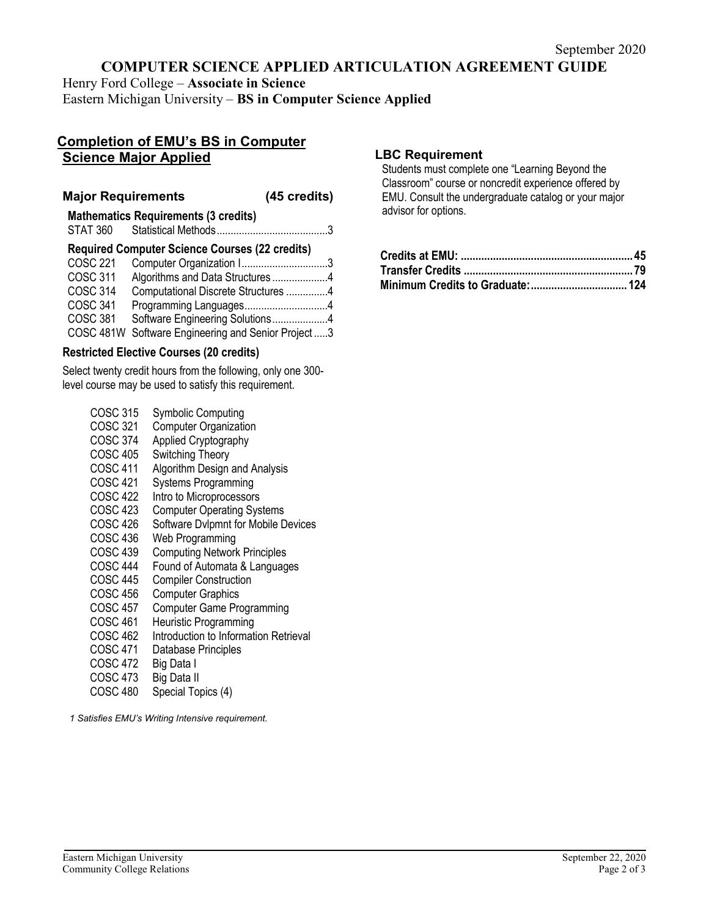September 2020

# COMPUTER SCIENCE APPLIED ARTICULATION AGREEMENT GUIDE

Henry Ford College – **Associate in Science**
Eastern Michigan University – **BS in Computer Science Applied**

## Completion of EMU's BS in Computer Science Major Applied

### Major Requirements (45 credits)

**Mathematics Requirements (3 credits)**

STAT 360 Statistical Methods........................................3

**Required Computer Science Courses (22 credits)**

COSC 221 Computer Organization I...............................3
COSC 311 Algorithms and Data Structures....................4
COSC 314 Computational Discrete Structures ...............4
COSC 341 Programming Languages.............................4
COSC 381 Software Engineering Solutions....................4
COSC 481W Software Engineering and Senior Project .....3

**Restricted Elective Courses (20 credits)**

Select twenty credit hours from the following, only one 300-level course may be used to satisfy this requirement.

COSC 315 Symbolic Computing
COSC 321 Computer Organization
COSC 374 Applied Cryptography
COSC 405 Switching Theory
COSC 411 Algorithm Design and Analysis
COSC 421 Systems Programming
COSC 422 Intro to Microprocessors
COSC 423 Computer Operating Systems
COSC 426 Software Dvlpmnt for Mobile Devices
COSC 436 Web Programming
COSC 439 Computing Network Principles
COSC 444 Found of Automata & Languages
COSC 445 Compiler Construction
COSC 456 Computer Graphics
COSC 457 Computer Game Programming
COSC 461 Heuristic Programming
COSC 462 Introduction to Information Retrieval
COSC 471 Database Principles
COSC 472 Big Data I
COSC 473 Big Data II
COSC 480 Special Topics (4)

*1 Satisfies EMU's Writing Intensive requirement.*

### LBC Requirement

Students must complete one "Learning Beyond the Classroom" course or noncredit experience offered by EMU. Consult the undergraduate catalog or your major advisor for options.

**Credits at EMU: ........................................................... 45**
**Transfer Credits .......................................................... 79**
**Minimum Credits to Graduate:................................. 124**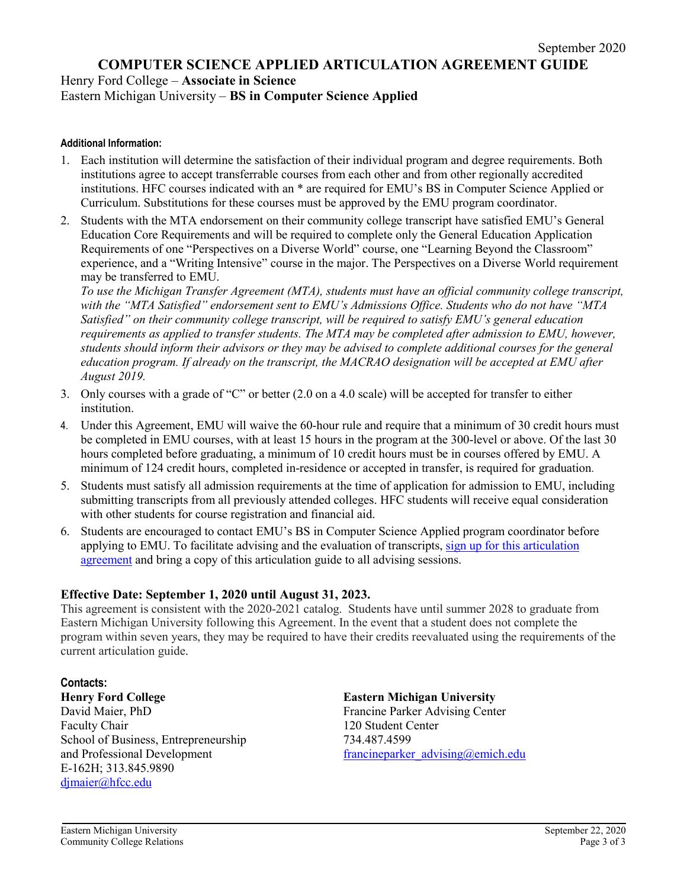September 2020

# COMPUTER SCIENCE APPLIED ARTICULATION AGREEMENT GUIDE

Henry Ford College – **Associate in Science**
Eastern Michigan University – **BS in Computer Science Applied**

### Additional Information:

1. Each institution will determine the satisfaction of their individual program and degree requirements. Both institutions agree to accept transferrable courses from each other and from other regionally accredited institutions. HFC courses indicated with an * are required for EMU's BS in Computer Science Applied or Curriculum. Substitutions for these courses must be approved by the EMU program coordinator.
2. Students with the MTA endorsement on their community college transcript have satisfied EMU's General Education Core Requirements and will be required to complete only the General Education Application Requirements of one "Perspectives on a Diverse World" course, one "Learning Beyond the Classroom" experience, and a "Writing Intensive" course in the major. The Perspectives on a Diverse World requirement may be transferred to EMU.
*To use the Michigan Transfer Agreement (MTA), students must have an official community college transcript, with the "MTA Satisfied" endorsement sent to EMU's Admissions Office. Students who do not have "MTA Satisfied" on their community college transcript, will be required to satisfy EMU's general education requirements as applied to transfer students. The MTA may be completed after admission to EMU, however, students should inform their advisors or they may be advised to complete additional courses for the general education program. If already on the transcript, the MACRAO designation will be accepted at EMU after August 2019.*
3. Only courses with a grade of "C" or better (2.0 on a 4.0 scale) will be accepted for transfer to either institution.
4. Under this Agreement, EMU will waive the 60-hour rule and require that a minimum of 30 credit hours must be completed in EMU courses, with at least 15 hours in the program at the 300-level or above. Of the last 30 hours completed before graduating, a minimum of 10 credit hours must be in courses offered by EMU. A minimum of 124 credit hours, completed in-residence or accepted in transfer, is required for graduation.
5. Students must satisfy all admission requirements at the time of application for admission to EMU, including submitting transcripts from all previously attended colleges. HFC students will receive equal consideration with other students for course registration and financial aid.
6. Students are encouraged to contact EMU's BS in Computer Science Applied program coordinator before applying to EMU. To facilitate advising and the evaluation of transcripts, sign up for this articulation agreement and bring a copy of this articulation guide to all advising sessions.

### Effective Date: September 1, 2020 until August 31, 2023.

This agreement is consistent with the 2020-2021 catalog. Students have until summer 2028 to graduate from Eastern Michigan University following this Agreement. In the event that a student does not complete the program within seven years, they may be required to have their credits reevaluated using the requirements of the current articulation guide.

### Contacts:

**Henry Ford College**
David Maier, PhD
Faculty Chair
School of Business, Entrepreneurship and Professional Development
E-162H; 313.845.9890
djmaier@hfcc.edu

**Eastern Michigan University**
Francine Parker Advising Center
120 Student Center
734.487.4599
francineparker_advising@emich.edu